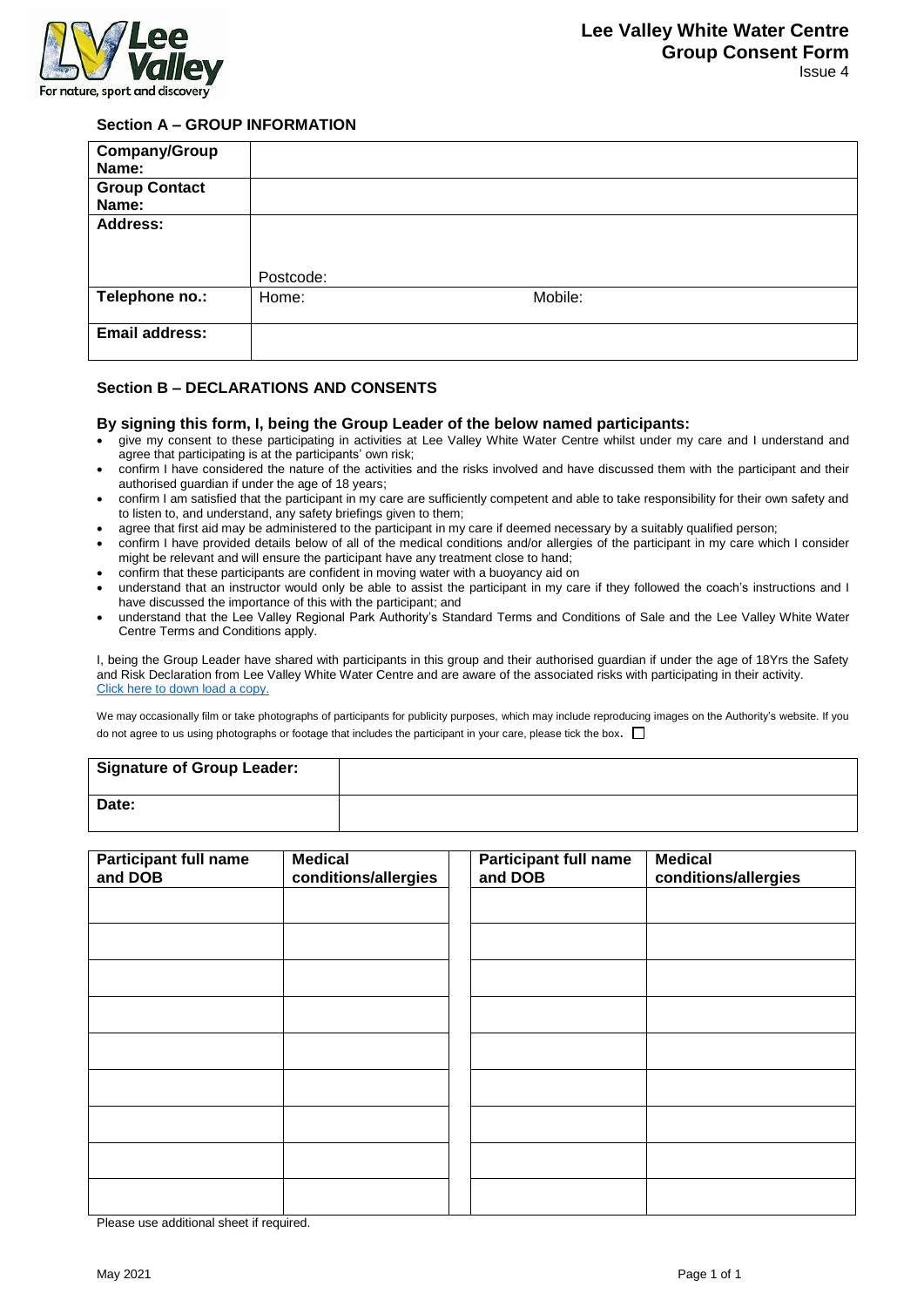# Lee Valley White Water Centre Group Consent Form

Issue 4

## Section A – GROUP INFORMATION

| | |
|---|---|
| **Company/Group Name:** | |
| **Group Contact Name:** | |
| **Address:** | Postcode: |
| **Telephone no.:** | Home: Mobile: |
| **Email address:** | |

## Section B – DECLARATIONS AND CONSENTS

### By signing this form, I, being the Group Leader of the below named participants:

- give my consent to these participating in activities at Lee Valley White Water Centre whilst under my care and I understand and agree that participating is at the participants' own risk;
- confirm I have considered the nature of the activities and the risks involved and have discussed them with the participant and their authorised guardian if under the age of 18 years;
- confirm I am satisfied that the participant in my care are sufficiently competent and able to take responsibility for their own safety and to listen to, and understand, any safety briefings given to them;
- agree that first aid may be administered to the participant in my care if deemed necessary by a suitably qualified person;
- confirm I have provided details below of all of the medical conditions and/or allergies of the participant in my care which I consider might be relevant and will ensure the participant have any treatment close to hand;
- confirm that these participants are confident in moving water with a buoyancy aid on
- understand that an instructor would only be able to assist the participant in my care if they followed the coach's instructions and I have discussed the importance of this with the participant; and
- understand that the Lee Valley Regional Park Authority's Standard Terms and Conditions of Sale and the Lee Valley White Water Centre Terms and Conditions apply.

I, being the Group Leader have shared with participants in this group and their authorised guardian if under the age of 18Yrs the Safety and Risk Declaration from Lee Valley White Water Centre and are aware of the associated risks with participating in their activity.
Click here to down load a copy.

We may occasionally film or take photographs of participants for publicity purposes, which may include reproducing images on the Authority's website. If you do not agree to us using photographs or footage that includes the participant in your care, please tick the box. ☐

| | |
|---|---|
| **Signature of Group Leader:** | |
| **Date:** | |

| Participant full name and DOB | Medical conditions/allergies | Participant full name and DOB | Medical conditions/allergies |
|---|---|---|---|
| | | | |
| | | | |
| | | | |
| | | | |
| | | | |
| | | | |
| | | | |
| | | | |
| | | | |

Please use additional sheet if required.

May 2021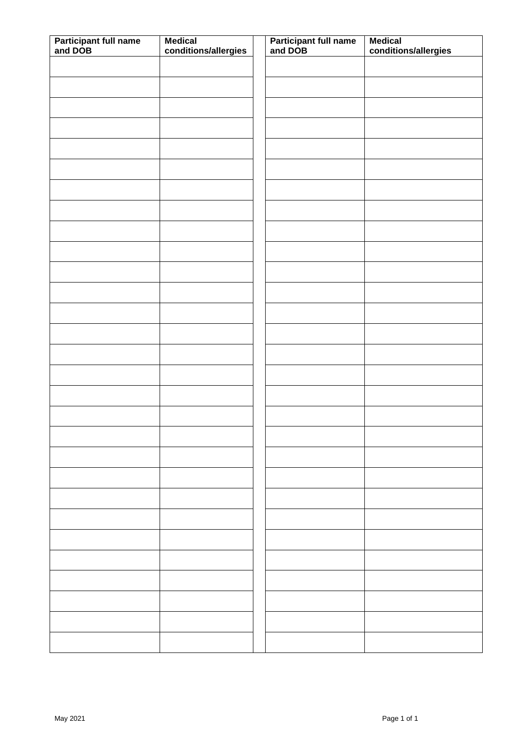| Participant full name and DOB | Medical conditions/allergies | | Participant full name and DOB | Medical conditions/allergies |
|---|---|---|---|---|
| | | | | |
| | | | | |
| | | | | |
| | | | | |
| | | | | |
| | | | | |
| | | | | |
| | | | | |
| | | | | |
| | | | | |
| | | | | |
| | | | | |
| | | | | |
| | | | | |
| | | | | |
| | | | | |
| | | | | |
| | | | | |
| | | | | |
| | | | | |
| | | | | |
| | | | | |
| | | | | |
| | | | | |
| | | | | |
| | | | | |
| | | | | |
| | | | | |
| | | | | |